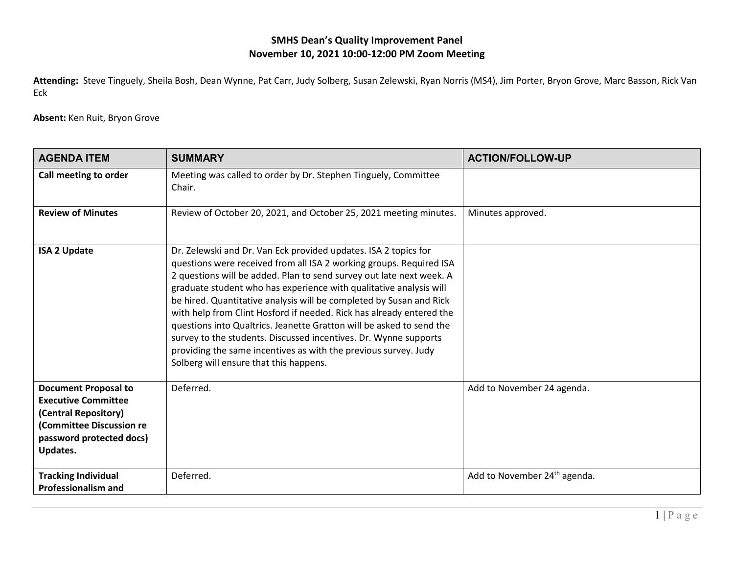**SMHS Dean's Quality Improvement Panel**
**November 10, 2021 10:00-12:00 PM Zoom Meeting**

**Attending:** Steve Tinguely, Sheila Bosh, Dean Wynne, Pat Carr, Judy Solberg, Susan Zelewski, Ryan Norris (MS4), Jim Porter, Bryon Grove, Marc Basson, Rick Van Eck

**Absent:** Ken Ruit, Bryon Grove

| AGENDA ITEM | SUMMARY | ACTION/FOLLOW-UP |
|---|---|---|
| **Call meeting to order** | Meeting was called to order by Dr. Stephen Tinguely, Committee Chair. | |
| **Review of Minutes** | Review of October 20, 2021, and October 25, 2021 meeting minutes. | Minutes approved. |
| **ISA 2 Update** | Dr. Zelewski and Dr. Van Eck provided updates. ISA 2 topics for questions were received from all ISA 2 working groups. Required ISA 2 questions will be added. Plan to send survey out late next week. A graduate student who has experience with qualitative analysis will be hired. Quantitative analysis will be completed by Susan and Rick with help from Clint Hosford if needed. Rick has already entered the questions into Qualtrics. Jeanette Gratton will be asked to send the survey to the students. Discussed incentives. Dr. Wynne supports providing the same incentives as with the previous survey. Judy Solberg will ensure that this happens. | |
| **Document Proposal to Executive Committee (Central Repository) (Committee Discussion re password protected docs) Updates.** | Deferred. | Add to November 24 agenda. |
| **Tracking Individual Professionalism and** | Deferred. | Add to November 24th agenda. |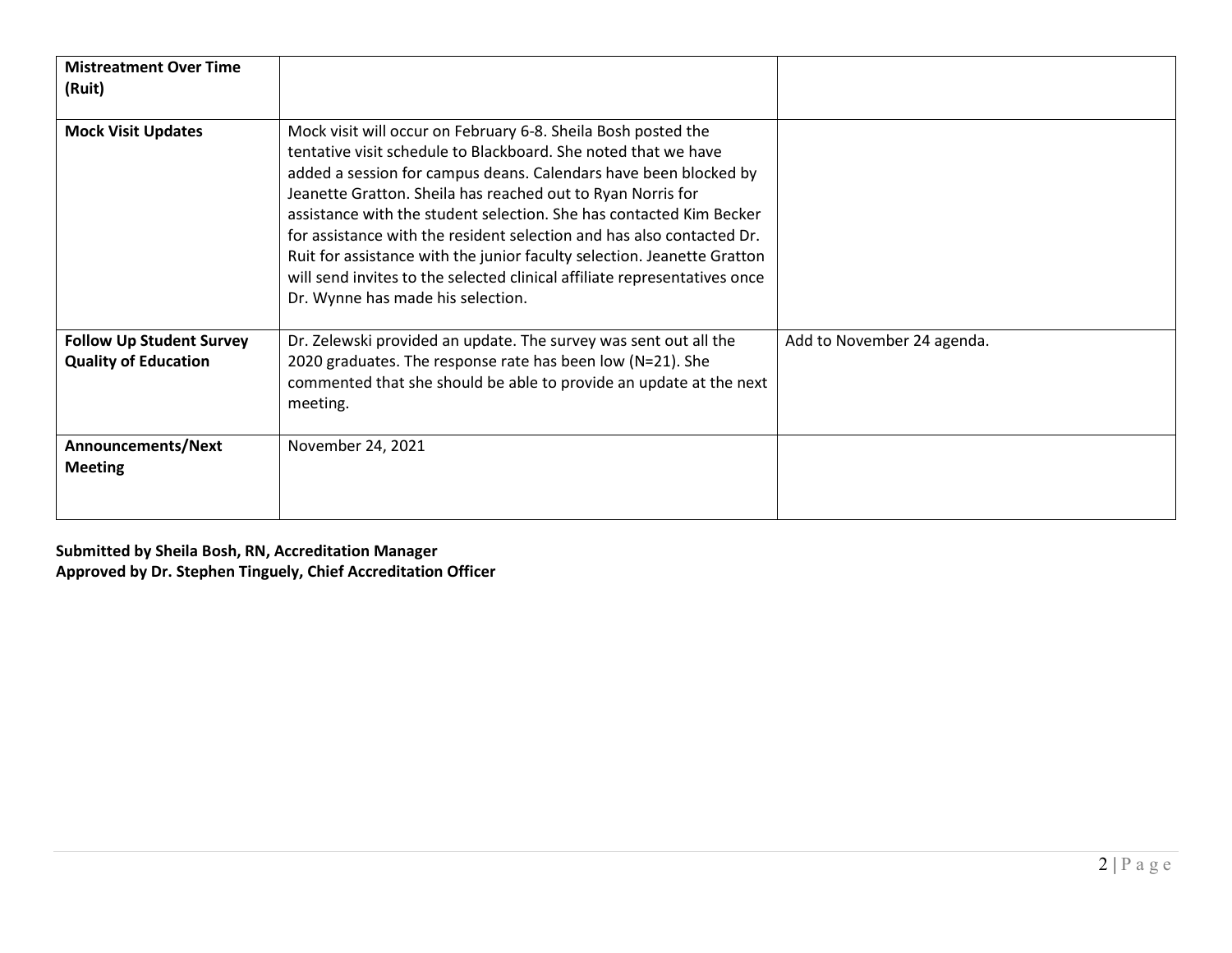| | | |
|---|---|---|
| **Mistreatment Over Time (Ruit)** | | |
| **Mock Visit Updates** | Mock visit will occur on February 6-8. Sheila Bosh posted the tentative visit schedule to Blackboard. She noted that we have added a session for campus deans. Calendars have been blocked by Jeanette Gratton. Sheila has reached out to Ryan Norris for assistance with the student selection. She has contacted Kim Becker for assistance with the resident selection and has also contacted Dr. Ruit for assistance with the junior faculty selection. Jeanette Gratton will send invites to the selected clinical affiliate representatives once Dr. Wynne has made his selection. | |
| **Follow Up Student Survey Quality of Education** | Dr. Zelewski provided an update. The survey was sent out all the 2020 graduates. The response rate has been low (N=21). She commented that she should be able to provide an update at the next meeting. | Add to November 24 agenda. |
| **Announcements/Next Meeting** | November 24, 2021 | |

**Submitted by Sheila Bosh, RN, Accreditation Manager**
**Approved by Dr. Stephen Tinguely, Chief Accreditation Officer**